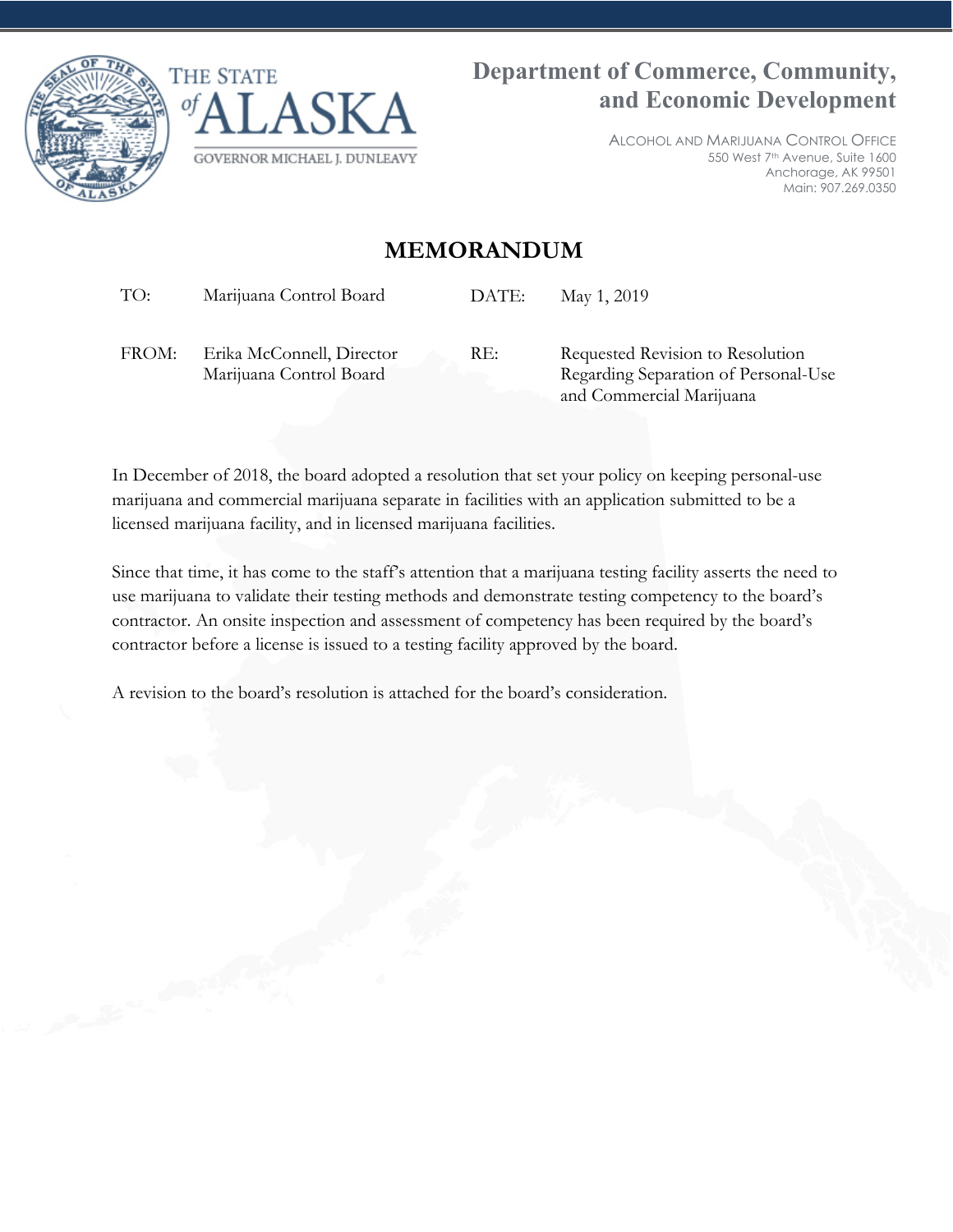THE STATE of ALASKA

GOVERNOR MICHAEL J. DUNLEAVY

**Department of Commerce, Community, and Economic Development**

ALCOHOL AND MARIJUANA CONTROL OFFICE
550 West 7th Avenue, Suite 1600
Anchorage, AK 99501
Main: 907.269.0350

# MEMORANDUM

| | | | |
|---|---|---|---|
| TO: | Marijuana Control Board | DATE: | May 1, 2019 |
| FROM: | Erika McConnell, Director Marijuana Control Board | RE: | Requested Revision to Resolution Regarding Separation of Personal-Use and Commercial Marijuana |

In December of 2018, the board adopted a resolution that set your policy on keeping personal-use marijuana and commercial marijuana separate in facilities with an application submitted to be a licensed marijuana facility, and in licensed marijuana facilities.

Since that time, it has come to the staff's attention that a marijuana testing facility asserts the need to use marijuana to validate their testing methods and demonstrate testing competency to the board's contractor. An onsite inspection and assessment of competency has been required by the board's contractor before a license is issued to a testing facility approved by the board.

A revision to the board's resolution is attached for the board's consideration.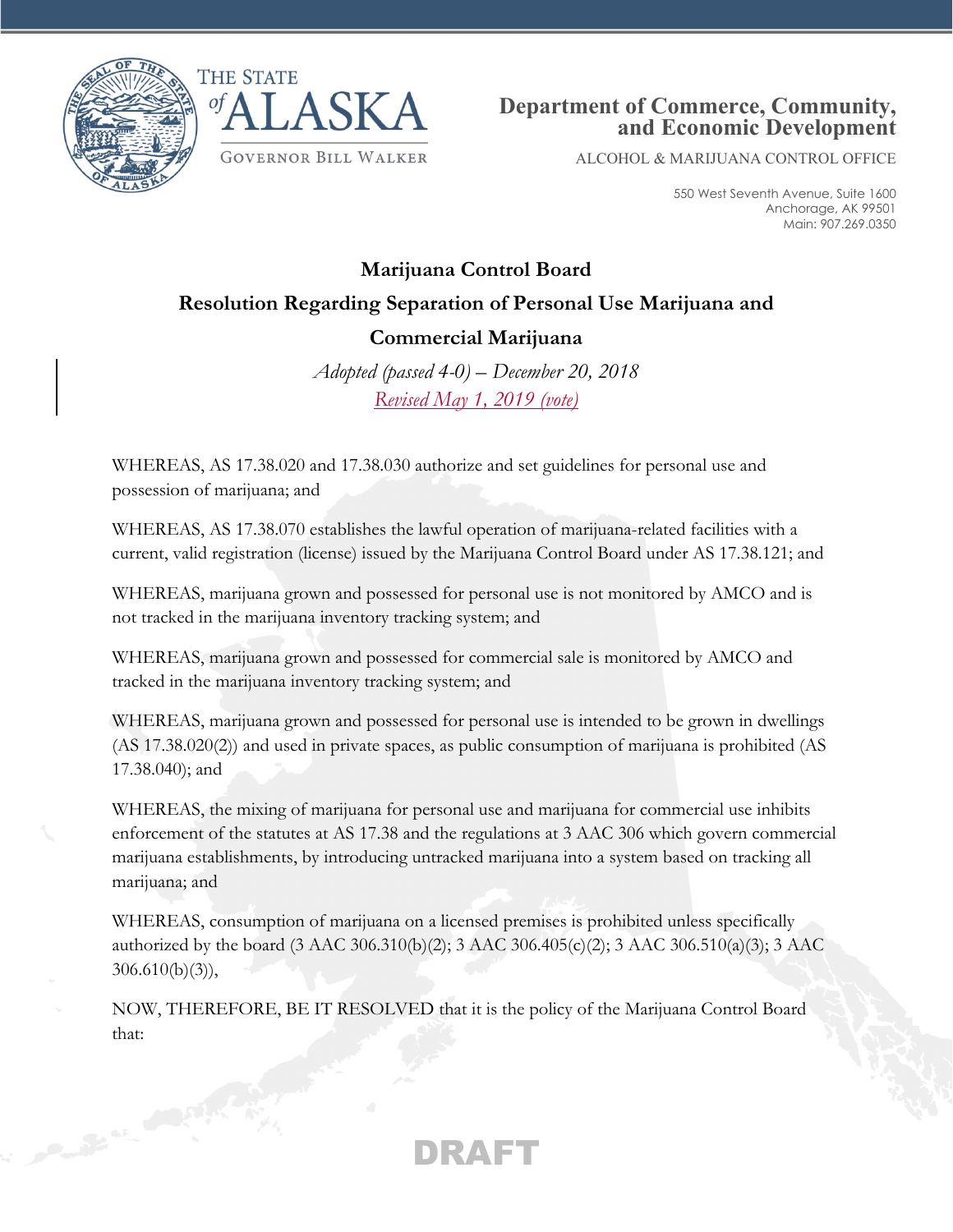THE STATE of ALASKA

GOVERNOR BILL WALKER

**Department of Commerce, Community, and Economic Development**

ALCOHOL & MARIJUANA CONTROL OFFICE

550 West Seventh Avenue, Suite 1600
Anchorage, AK 99501
Main: 907.269.0350

## Marijuana Control Board

## Resolution Regarding Separation of Personal Use Marijuana and Commercial Marijuana

*Adopted (passed 4-0) – December 20, 2018*

*Revised May 1, 2019 (vote)*

WHEREAS, AS 17.38.020 and 17.38.030 authorize and set guidelines for personal use and possession of marijuana; and

WHEREAS, AS 17.38.070 establishes the lawful operation of marijuana-related facilities with a current, valid registration (license) issued by the Marijuana Control Board under AS 17.38.121; and

WHEREAS, marijuana grown and possessed for personal use is not monitored by AMCO and is not tracked in the marijuana inventory tracking system; and

WHEREAS, marijuana grown and possessed for commercial sale is monitored by AMCO and tracked in the marijuana inventory tracking system; and

WHEREAS, marijuana grown and possessed for personal use is intended to be grown in dwellings (AS 17.38.020(2)) and used in private spaces, as public consumption of marijuana is prohibited (AS 17.38.040); and

WHEREAS, the mixing of marijuana for personal use and marijuana for commercial use inhibits enforcement of the statutes at AS 17.38 and the regulations at 3 AAC 306 which govern commercial marijuana establishments, by introducing untracked marijuana into a system based on tracking all marijuana; and

WHEREAS, consumption of marijuana on a licensed premises is prohibited unless specifically authorized by the board (3 AAC 306.310(b)(2); 3 AAC 306.405(c)(2); 3 AAC 306.510(a)(3); 3 AAC 306.610(b)(3)),

NOW, THEREFORE, BE IT RESOLVED that it is the policy of the Marijuana Control Board that:

DRAFT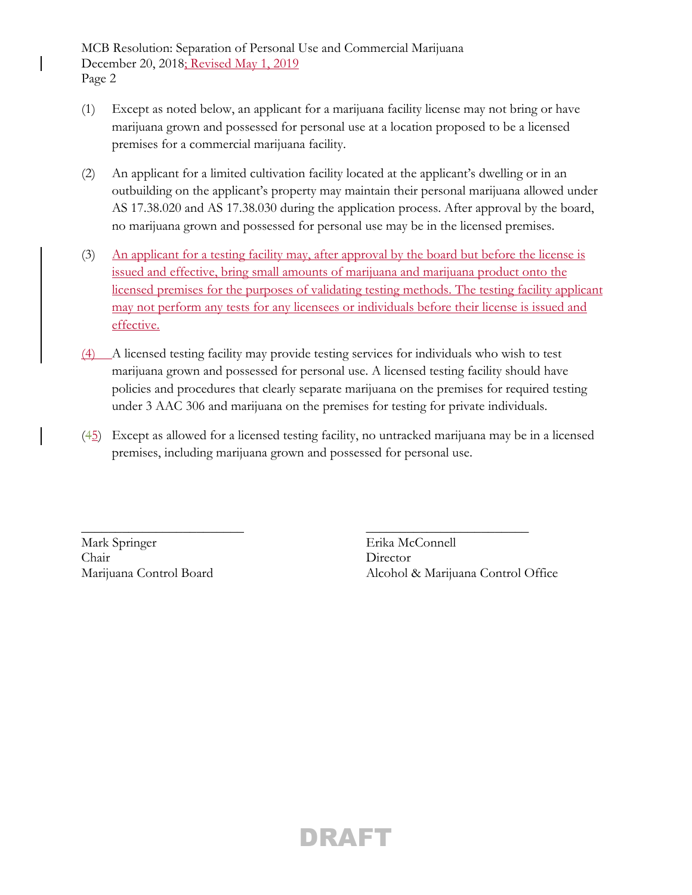(1) Except as noted below, an applicant for a marijuana facility license may not bring or have marijuana grown and possessed for personal use at a location proposed to be a licensed premises for a commercial marijuana facility.

(2) An applicant for a limited cultivation facility located at the applicant's dwelling or in an outbuilding on the applicant's property may maintain their personal marijuana allowed under AS 17.38.020 and AS 17.38.030 during the application process. After approval by the board, no marijuana grown and possessed for personal use may be in the licensed premises.

(3) An applicant for a testing facility may, after approval by the board but before the license is issued and effective, bring small amounts of marijuana and marijuana product onto the licensed premises for the purposes of validating testing methods. The testing facility applicant may not perform any tests for any licensees or individuals before their license is issued and effective.

(4) A licensed testing facility may provide testing services for individuals who wish to test marijuana grown and possessed for personal use. A licensed testing facility should have policies and procedures that clearly separate marijuana on the premises for required testing under 3 AAC 306 and marijuana on the premises for testing for private individuals.

(45) Except as allowed for a licensed testing facility, no untracked marijuana may be in a licensed premises, including marijuana grown and possessed for personal use.

\_\_\_\_\_\_\_\_\_\_\_\_\_\_\_\_\_\_\_\_\_\_\_\_\_
Mark Springer
Chair
Marijuana Control Board

\_\_\_\_\_\_\_\_\_\_\_\_\_\_\_\_\_\_\_\_\_\_\_\_\_
Erika McConnell
Director
Alcohol & Marijuana Control Office

DRAFT